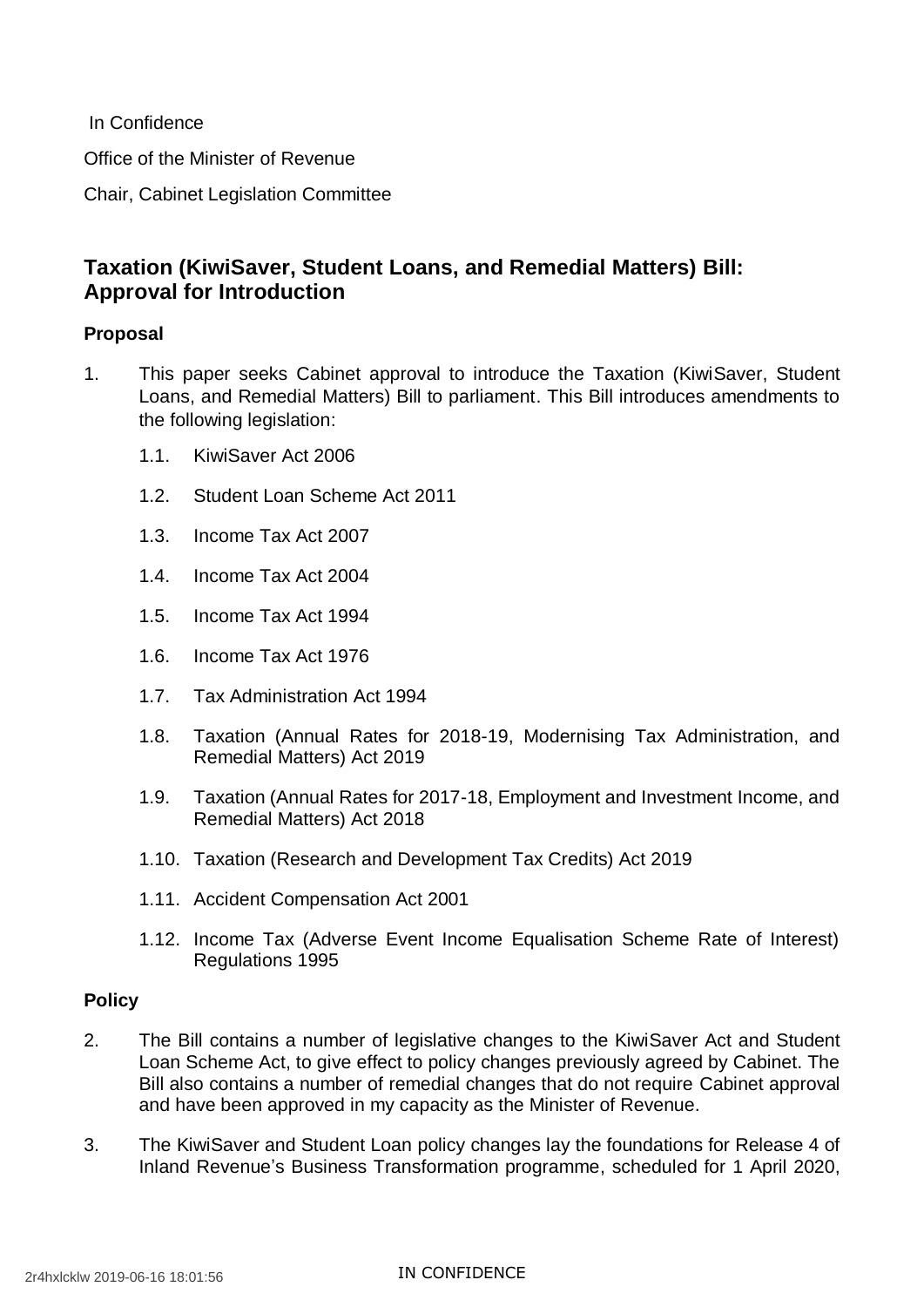In Confidence

Office of the Minister of Revenue

Chair, Cabinet Legislation Committee

## Taxation (KiwiSaver, Student Loans, and Remedial Matters) Bill: Approval for Introduction

### Proposal

1. This paper seeks Cabinet approval to introduce the Taxation (KiwiSaver, Student Loans, and Remedial Matters) Bill to parliament. This Bill introduces amendments to the following legislation:
   - 1.1. KiwiSaver Act 2006
   - 1.2. Student Loan Scheme Act 2011
   - 1.3. Income Tax Act 2007
   - 1.4. Income Tax Act 2004
   - 1.5. Income Tax Act 1994
   - 1.6. Income Tax Act 1976
   - 1.7. Tax Administration Act 1994
   - 1.8. Taxation (Annual Rates for 2018-19, Modernising Tax Administration, and Remedial Matters) Act 2019
   - 1.9. Taxation (Annual Rates for 2017-18, Employment and Investment Income, and Remedial Matters) Act 2018
   - 1.10. Taxation (Research and Development Tax Credits) Act 2019
   - 1.11. Accident Compensation Act 2001
   - 1.12. Income Tax (Adverse Event Income Equalisation Scheme Rate of Interest) Regulations 1995

### Policy

2. The Bill contains a number of legislative changes to the KiwiSaver Act and Student Loan Scheme Act, to give effect to policy changes previously agreed by Cabinet. The Bill also contains a number of remedial changes that do not require Cabinet approval and have been approved in my capacity as the Minister of Revenue.

3. The KiwiSaver and Student Loan policy changes lay the foundations for Release 4 of Inland Revenue's Business Transformation programme, scheduled for 1 April 2020,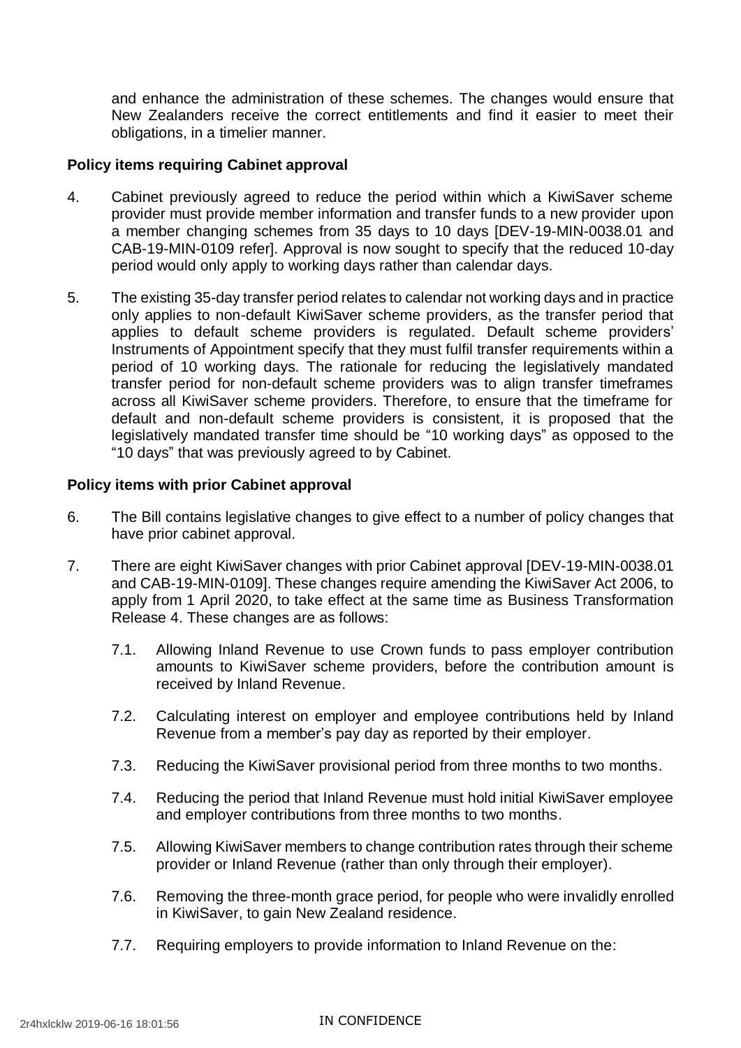and enhance the administration of these schemes. The changes would ensure that New Zealanders receive the correct entitlements and find it easier to meet their obligations, in a timelier manner.

**Policy items requiring Cabinet approval**

4. Cabinet previously agreed to reduce the period within which a KiwiSaver scheme provider must provide member information and transfer funds to a new provider upon a member changing schemes from 35 days to 10 days [DEV-19-MIN-0038.01 and CAB-19-MIN-0109 refer]. Approval is now sought to specify that the reduced 10-day period would only apply to working days rather than calendar days.

5. The existing 35-day transfer period relates to calendar not working days and in practice only applies to non-default KiwiSaver scheme providers, as the transfer period that applies to default scheme providers is regulated. Default scheme providers' Instruments of Appointment specify that they must fulfil transfer requirements within a period of 10 working days. The rationale for reducing the legislatively mandated transfer period for non-default scheme providers was to align transfer timeframes across all KiwiSaver scheme providers. Therefore, to ensure that the timeframe for default and non-default scheme providers is consistent, it is proposed that the legislatively mandated transfer time should be "10 working days" as opposed to the "10 days" that was previously agreed to by Cabinet.

**Policy items with prior Cabinet approval**

6. The Bill contains legislative changes to give effect to a number of policy changes that have prior cabinet approval.

7. There are eight KiwiSaver changes with prior Cabinet approval [DEV-19-MIN-0038.01 and CAB-19-MIN-0109]. These changes require amending the KiwiSaver Act 2006, to apply from 1 April 2020, to take effect at the same time as Business Transformation Release 4. These changes are as follows:

   7.1. Allowing Inland Revenue to use Crown funds to pass employer contribution amounts to KiwiSaver scheme providers, before the contribution amount is received by Inland Revenue.

   7.2. Calculating interest on employer and employee contributions held by Inland Revenue from a member's pay day as reported by their employer.

   7.3. Reducing the KiwiSaver provisional period from three months to two months.

   7.4. Reducing the period that Inland Revenue must hold initial KiwiSaver employee and employer contributions from three months to two months.

   7.5. Allowing KiwiSaver members to change contribution rates through their scheme provider or Inland Revenue (rather than only through their employer).

   7.6. Removing the three-month grace period, for people who were invalidly enrolled in KiwiSaver, to gain New Zealand residence.

   7.7. Requiring employers to provide information to Inland Revenue on the: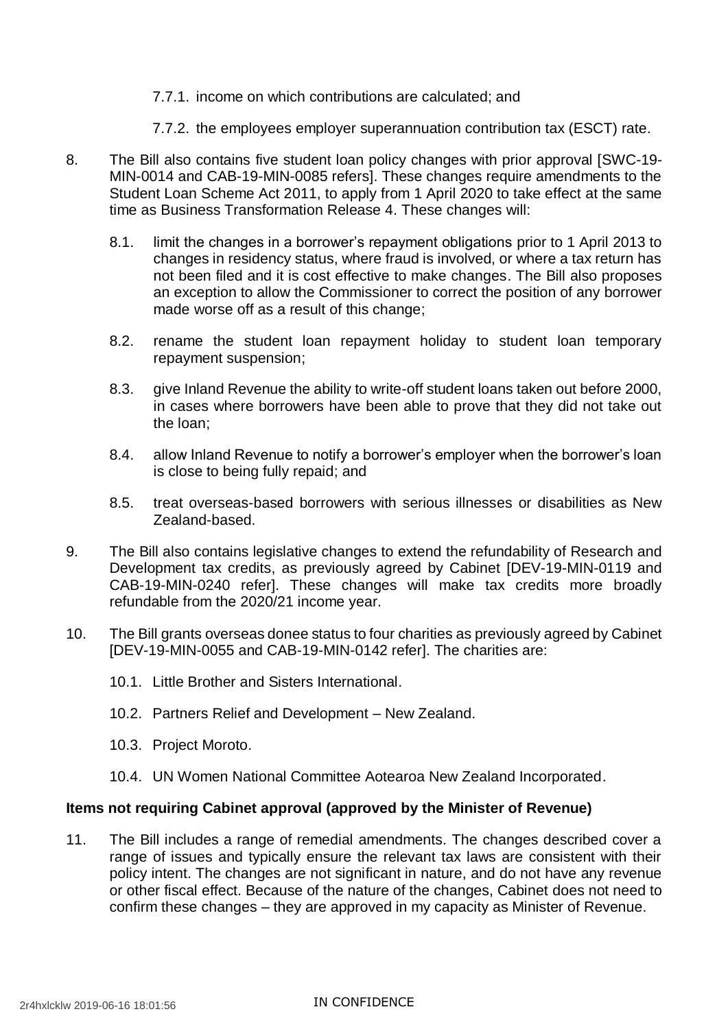7.7.1. income on which contributions are calculated; and

7.7.2. the employees employer superannuation contribution tax (ESCT) rate.

8. The Bill also contains five student loan policy changes with prior approval [SWC-19-MIN-0014 and CAB-19-MIN-0085 refers]. These changes require amendments to the Student Loan Scheme Act 2011, to apply from 1 April 2020 to take effect at the same time as Business Transformation Release 4. These changes will:

   8.1. limit the changes in a borrower's repayment obligations prior to 1 April 2013 to changes in residency status, where fraud is involved, or where a tax return has not been filed and it is cost effective to make changes. The Bill also proposes an exception to allow the Commissioner to correct the position of any borrower made worse off as a result of this change;

   8.2. rename the student loan repayment holiday to student loan temporary repayment suspension;

   8.3. give Inland Revenue the ability to write-off student loans taken out before 2000, in cases where borrowers have been able to prove that they did not take out the loan;

   8.4. allow Inland Revenue to notify a borrower's employer when the borrower's loan is close to being fully repaid; and

   8.5. treat overseas-based borrowers with serious illnesses or disabilities as New Zealand-based.

9. The Bill also contains legislative changes to extend the refundability of Research and Development tax credits, as previously agreed by Cabinet [DEV-19-MIN-0119 and CAB-19-MIN-0240 refer]. These changes will make tax credits more broadly refundable from the 2020/21 income year.

10. The Bill grants overseas donee status to four charities as previously agreed by Cabinet [DEV-19-MIN-0055 and CAB-19-MIN-0142 refer]. The charities are:

    10.1. Little Brother and Sisters International.

    10.2. Partners Relief and Development – New Zealand.

    10.3. Project Moroto.

    10.4. UN Women National Committee Aotearoa New Zealand Incorporated.

**Items not requiring Cabinet approval (approved by the Minister of Revenue)**

11. The Bill includes a range of remedial amendments. The changes described cover a range of issues and typically ensure the relevant tax laws are consistent with their policy intent. The changes are not significant in nature, and do not have any revenue or other fiscal effect. Because of the nature of the changes, Cabinet does not need to confirm these changes – they are approved in my capacity as Minister of Revenue.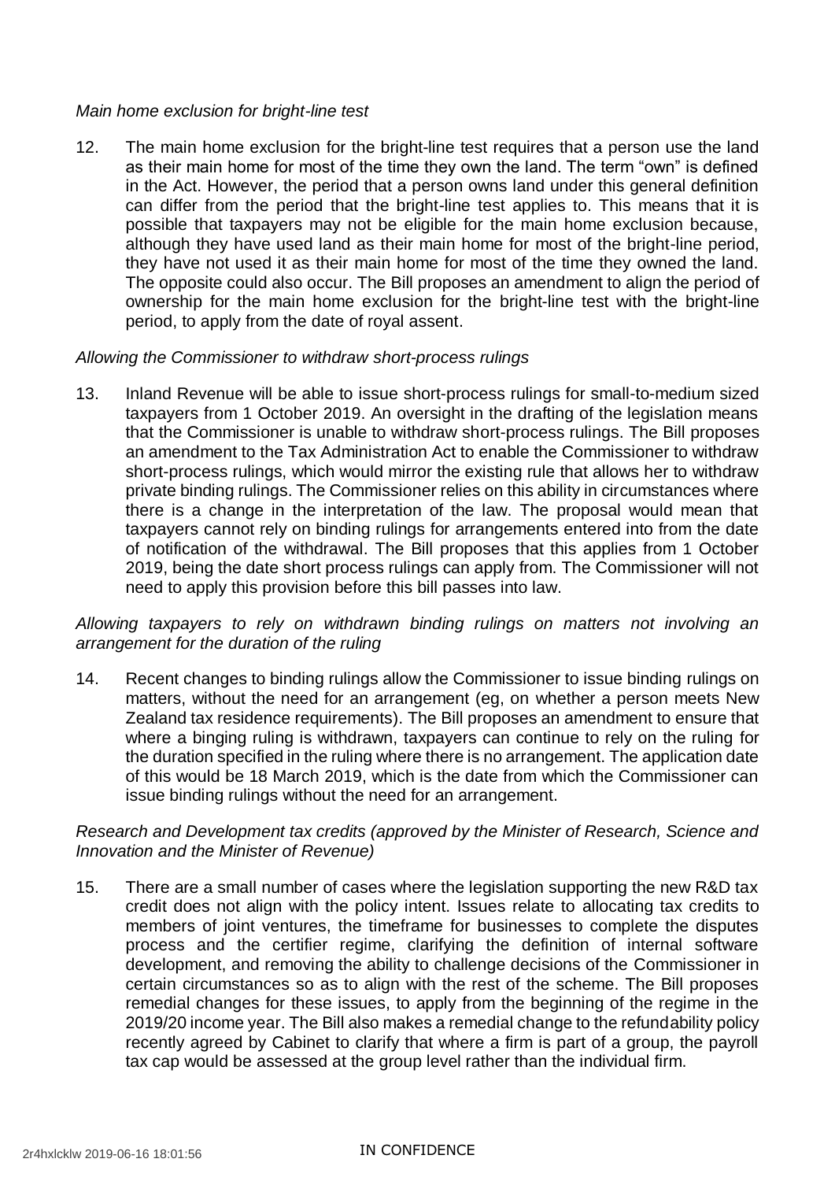*Main home exclusion for bright-line test*

12. The main home exclusion for the bright-line test requires that a person use the land as their main home for most of the time they own the land. The term "own" is defined in the Act. However, the period that a person owns land under this general definition can differ from the period that the bright-line test applies to. This means that it is possible that taxpayers may not be eligible for the main home exclusion because, although they have used land as their main home for most of the bright-line period, they have not used it as their main home for most of the time they owned the land. The opposite could also occur. The Bill proposes an amendment to align the period of ownership for the main home exclusion for the bright-line test with the bright-line period, to apply from the date of royal assent.

*Allowing the Commissioner to withdraw short-process rulings*

13. Inland Revenue will be able to issue short-process rulings for small-to-medium sized taxpayers from 1 October 2019. An oversight in the drafting of the legislation means that the Commissioner is unable to withdraw short-process rulings. The Bill proposes an amendment to the Tax Administration Act to enable the Commissioner to withdraw short-process rulings, which would mirror the existing rule that allows her to withdraw private binding rulings. The Commissioner relies on this ability in circumstances where there is a change in the interpretation of the law. The proposal would mean that taxpayers cannot rely on binding rulings for arrangements entered into from the date of notification of the withdrawal. The Bill proposes that this applies from 1 October 2019, being the date short process rulings can apply from. The Commissioner will not need to apply this provision before this bill passes into law.

*Allowing taxpayers to rely on withdrawn binding rulings on matters not involving an arrangement for the duration of the ruling*

14. Recent changes to binding rulings allow the Commissioner to issue binding rulings on matters, without the need for an arrangement (eg, on whether a person meets New Zealand tax residence requirements). The Bill proposes an amendment to ensure that where a binging ruling is withdrawn, taxpayers can continue to rely on the ruling for the duration specified in the ruling where there is no arrangement. The application date of this would be 18 March 2019, which is the date from which the Commissioner can issue binding rulings without the need for an arrangement.

*Research and Development tax credits (approved by the Minister of Research, Science and Innovation and the Minister of Revenue)*

15. There are a small number of cases where the legislation supporting the new R&D tax credit does not align with the policy intent. Issues relate to allocating tax credits to members of joint ventures, the timeframe for businesses to complete the disputes process and the certifier regime, clarifying the definition of internal software development, and removing the ability to challenge decisions of the Commissioner in certain circumstances so as to align with the rest of the scheme. The Bill proposes remedial changes for these issues, to apply from the beginning of the regime in the 2019/20 income year. The Bill also makes a remedial change to the refundability policy recently agreed by Cabinet to clarify that where a firm is part of a group, the payroll tax cap would be assessed at the group level rather than the individual firm.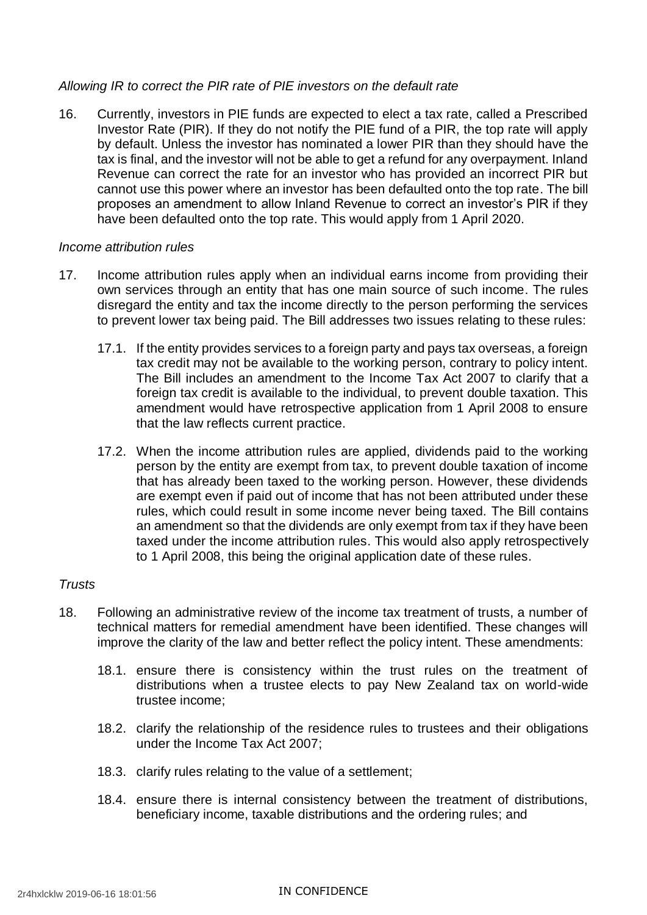*Allowing IR to correct the PIR rate of PIE investors on the default rate*

16. Currently, investors in PIE funds are expected to elect a tax rate, called a Prescribed Investor Rate (PIR). If they do not notify the PIE fund of a PIR, the top rate will apply by default. Unless the investor has nominated a lower PIR than they should have the tax is final, and the investor will not be able to get a refund for any overpayment. Inland Revenue can correct the rate for an investor who has provided an incorrect PIR but cannot use this power where an investor has been defaulted onto the top rate. The bill proposes an amendment to allow Inland Revenue to correct an investor's PIR if they have been defaulted onto the top rate. This would apply from 1 April 2020.

*Income attribution rules*

17. Income attribution rules apply when an individual earns income from providing their own services through an entity that has one main source of such income. The rules disregard the entity and tax the income directly to the person performing the services to prevent lower tax being paid. The Bill addresses two issues relating to these rules:

    17.1. If the entity provides services to a foreign party and pays tax overseas, a foreign tax credit may not be available to the working person, contrary to policy intent. The Bill includes an amendment to the Income Tax Act 2007 to clarify that a foreign tax credit is available to the individual, to prevent double taxation. This amendment would have retrospective application from 1 April 2008 to ensure that the law reflects current practice.

    17.2. When the income attribution rules are applied, dividends paid to the working person by the entity are exempt from tax, to prevent double taxation of income that has already been taxed to the working person. However, these dividends are exempt even if paid out of income that has not been attributed under these rules, which could result in some income never being taxed. The Bill contains an amendment so that the dividends are only exempt from tax if they have been taxed under the income attribution rules. This would also apply retrospectively to 1 April 2008, this being the original application date of these rules.

*Trusts*

18. Following an administrative review of the income tax treatment of trusts, a number of technical matters for remedial amendment have been identified. These changes will improve the clarity of the law and better reflect the policy intent. These amendments:

    18.1. ensure there is consistency within the trust rules on the treatment of distributions when a trustee elects to pay New Zealand tax on world-wide trustee income;

    18.2. clarify the relationship of the residence rules to trustees and their obligations under the Income Tax Act 2007;

    18.3. clarify rules relating to the value of a settlement;

    18.4. ensure there is internal consistency between the treatment of distributions, beneficiary income, taxable distributions and the ordering rules; and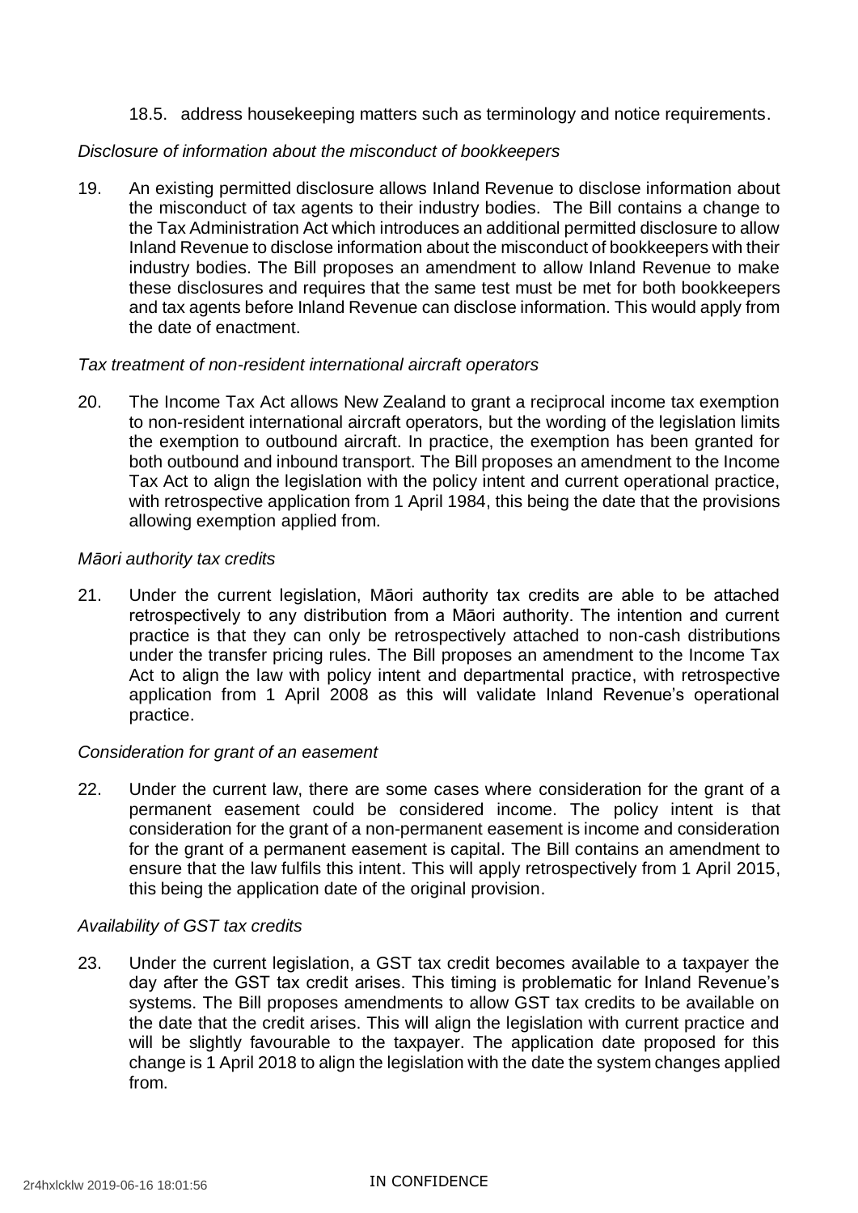18.5. address housekeeping matters such as terminology and notice requirements.

*Disclosure of information about the misconduct of bookkeepers*

19. An existing permitted disclosure allows Inland Revenue to disclose information about the misconduct of tax agents to their industry bodies. The Bill contains a change to the Tax Administration Act which introduces an additional permitted disclosure to allow Inland Revenue to disclose information about the misconduct of bookkeepers with their industry bodies. The Bill proposes an amendment to allow Inland Revenue to make these disclosures and requires that the same test must be met for both bookkeepers and tax agents before Inland Revenue can disclose information. This would apply from the date of enactment.

*Tax treatment of non-resident international aircraft operators*

20. The Income Tax Act allows New Zealand to grant a reciprocal income tax exemption to non-resident international aircraft operators, but the wording of the legislation limits the exemption to outbound aircraft. In practice, the exemption has been granted for both outbound and inbound transport. The Bill proposes an amendment to the Income Tax Act to align the legislation with the policy intent and current operational practice, with retrospective application from 1 April 1984, this being the date that the provisions allowing exemption applied from.

*Māori authority tax credits*

21. Under the current legislation, Māori authority tax credits are able to be attached retrospectively to any distribution from a Māori authority. The intention and current practice is that they can only be retrospectively attached to non-cash distributions under the transfer pricing rules. The Bill proposes an amendment to the Income Tax Act to align the law with policy intent and departmental practice, with retrospective application from 1 April 2008 as this will validate Inland Revenue's operational practice.

*Consideration for grant of an easement*

22. Under the current law, there are some cases where consideration for the grant of a permanent easement could be considered income. The policy intent is that consideration for the grant of a non-permanent easement is income and consideration for the grant of a permanent easement is capital. The Bill contains an amendment to ensure that the law fulfils this intent. This will apply retrospectively from 1 April 2015, this being the application date of the original provision.

*Availability of GST tax credits*

23. Under the current legislation, a GST tax credit becomes available to a taxpayer the day after the GST tax credit arises. This timing is problematic for Inland Revenue's systems. The Bill proposes amendments to allow GST tax credits to be available on the date that the credit arises. This will align the legislation with current practice and will be slightly favourable to the taxpayer. The application date proposed for this change is 1 April 2018 to align the legislation with the date the system changes applied from.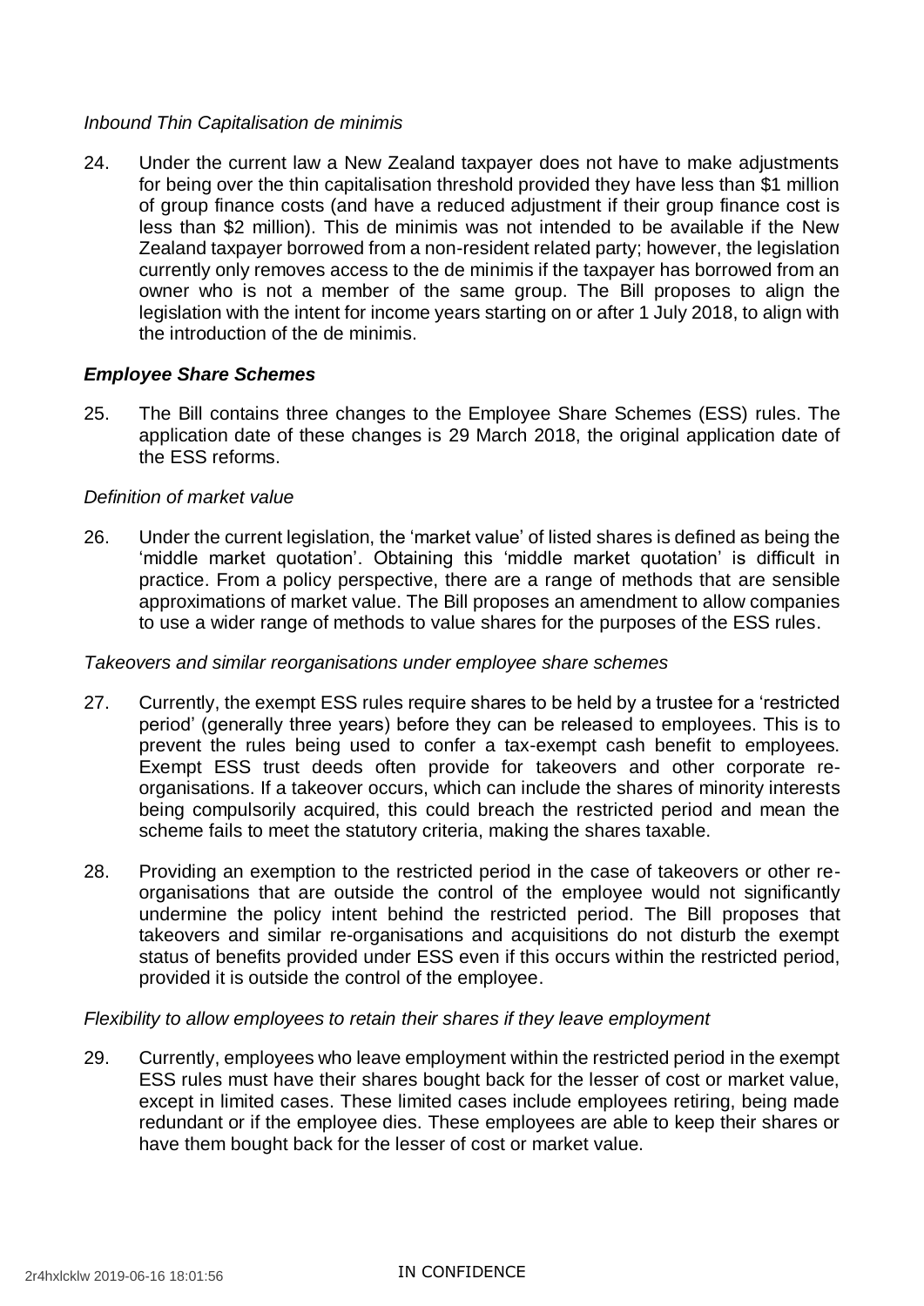*Inbound Thin Capitalisation de minimis*

24. Under the current law a New Zealand taxpayer does not have to make adjustments for being over the thin capitalisation threshold provided they have less than $1 million of group finance costs (and have a reduced adjustment if their group finance cost is less than $2 million). This de minimis was not intended to be available if the New Zealand taxpayer borrowed from a non-resident related party; however, the legislation currently only removes access to the de minimis if the taxpayer has borrowed from an owner who is not a member of the same group. The Bill proposes to align the legislation with the intent for income years starting on or after 1 July 2018, to align with the introduction of the de minimis.

### *Employee Share Schemes*

25. The Bill contains three changes to the Employee Share Schemes (ESS) rules. The application date of these changes is 29 March 2018, the original application date of the ESS reforms.

*Definition of market value*

26. Under the current legislation, the 'market value' of listed shares is defined as being the 'middle market quotation'. Obtaining this 'middle market quotation' is difficult in practice. From a policy perspective, there are a range of methods that are sensible approximations of market value. The Bill proposes an amendment to allow companies to use a wider range of methods to value shares for the purposes of the ESS rules.

*Takeovers and similar reorganisations under employee share schemes*

27. Currently, the exempt ESS rules require shares to be held by a trustee for a 'restricted period' (generally three years) before they can be released to employees. This is to prevent the rules being used to confer a tax-exempt cash benefit to employees. Exempt ESS trust deeds often provide for takeovers and other corporate re-organisations. If a takeover occurs, which can include the shares of minority interests being compulsorily acquired, this could breach the restricted period and mean the scheme fails to meet the statutory criteria, making the shares taxable.

28. Providing an exemption to the restricted period in the case of takeovers or other re-organisations that are outside the control of the employee would not significantly undermine the policy intent behind the restricted period. The Bill proposes that takeovers and similar re-organisations and acquisitions do not disturb the exempt status of benefits provided under ESS even if this occurs within the restricted period, provided it is outside the control of the employee.

*Flexibility to allow employees to retain their shares if they leave employment*

29. Currently, employees who leave employment within the restricted period in the exempt ESS rules must have their shares bought back for the lesser of cost or market value, except in limited cases. These limited cases include employees retiring, being made redundant or if the employee dies. These employees are able to keep their shares or have them bought back for the lesser of cost or market value.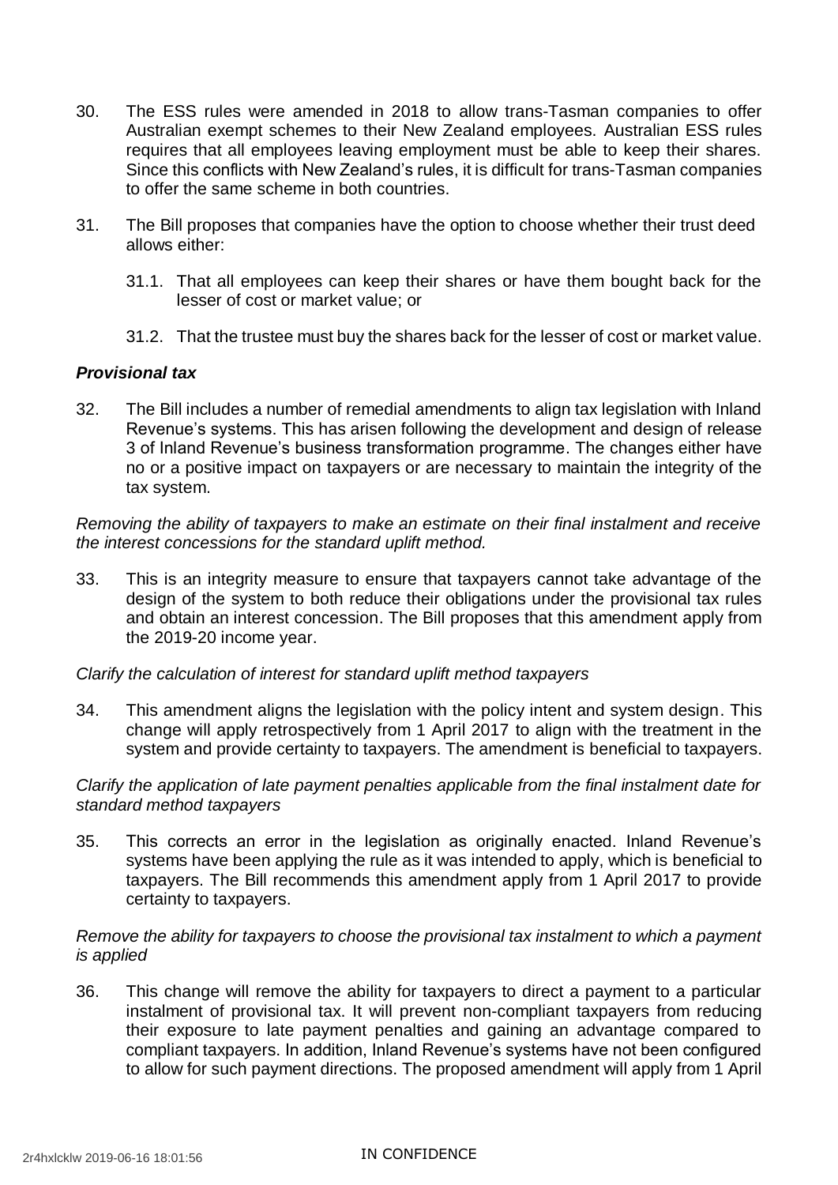30. The ESS rules were amended in 2018 to allow trans-Tasman companies to offer Australian exempt schemes to their New Zealand employees. Australian ESS rules requires that all employees leaving employment must be able to keep their shares. Since this conflicts with New Zealand's rules, it is difficult for trans-Tasman companies to offer the same scheme in both countries.

31. The Bill proposes that companies have the option to choose whether their trust deed allows either:

    31.1. That all employees can keep their shares or have them bought back for the lesser of cost or market value; or

    31.2. That the trustee must buy the shares back for the lesser of cost or market value.

### *Provisional tax*

32. The Bill includes a number of remedial amendments to align tax legislation with Inland Revenue's systems. This has arisen following the development and design of release 3 of Inland Revenue's business transformation programme. The changes either have no or a positive impact on taxpayers or are necessary to maintain the integrity of the tax system.

*Removing the ability of taxpayers to make an estimate on their final instalment and receive the interest concessions for the standard uplift method.*

33. This is an integrity measure to ensure that taxpayers cannot take advantage of the design of the system to both reduce their obligations under the provisional tax rules and obtain an interest concession. The Bill proposes that this amendment apply from the 2019-20 income year.

*Clarify the calculation of interest for standard uplift method taxpayers*

34. This amendment aligns the legislation with the policy intent and system design. This change will apply retrospectively from 1 April 2017 to align with the treatment in the system and provide certainty to taxpayers. The amendment is beneficial to taxpayers.

*Clarify the application of late payment penalties applicable from the final instalment date for standard method taxpayers*

35. This corrects an error in the legislation as originally enacted. Inland Revenue's systems have been applying the rule as it was intended to apply, which is beneficial to taxpayers. The Bill recommends this amendment apply from 1 April 2017 to provide certainty to taxpayers.

*Remove the ability for taxpayers to choose the provisional tax instalment to which a payment is applied*

36. This change will remove the ability for taxpayers to direct a payment to a particular instalment of provisional tax. It will prevent non-compliant taxpayers from reducing their exposure to late payment penalties and gaining an advantage compared to compliant taxpayers. In addition, Inland Revenue's systems have not been configured to allow for such payment directions. The proposed amendment will apply from 1 April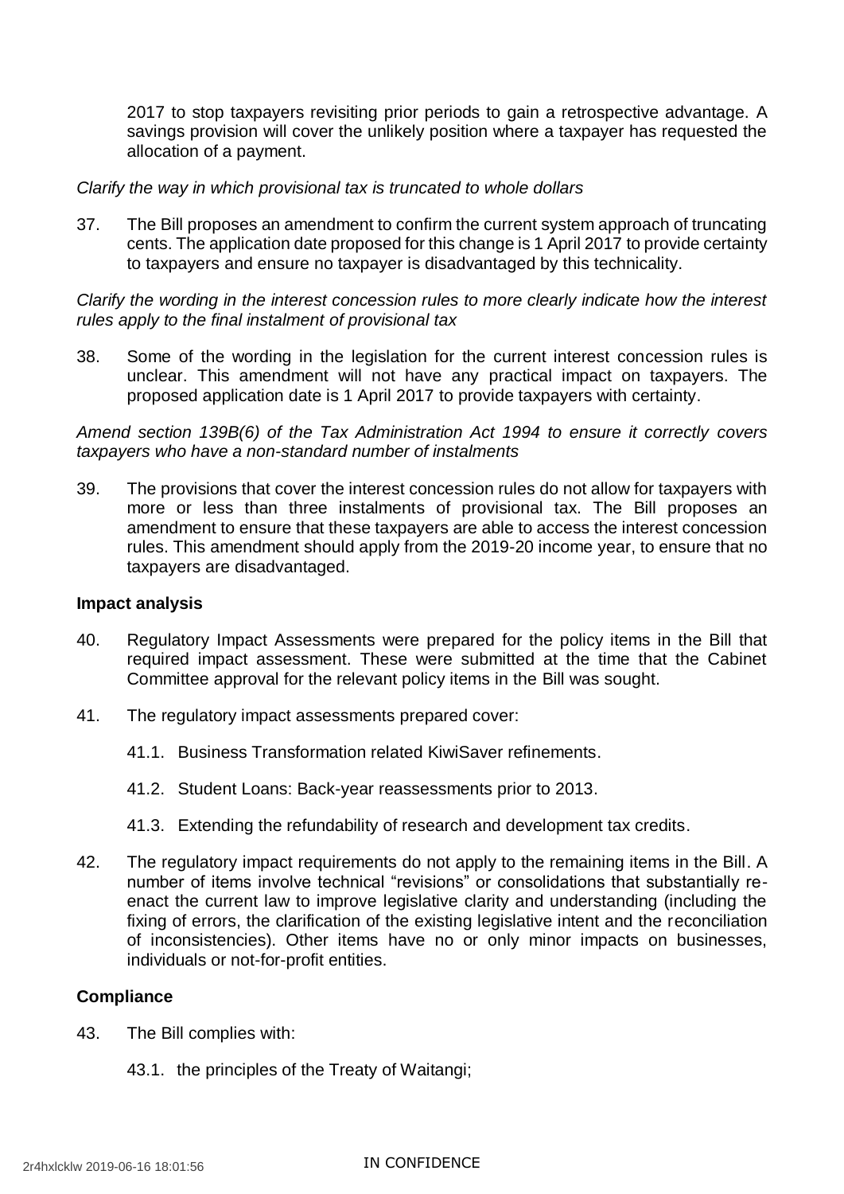2017 to stop taxpayers revisiting prior periods to gain a retrospective advantage. A savings provision will cover the unlikely position where a taxpayer has requested the allocation of a payment.

*Clarify the way in which provisional tax is truncated to whole dollars*

37. The Bill proposes an amendment to confirm the current system approach of truncating cents. The application date proposed for this change is 1 April 2017 to provide certainty to taxpayers and ensure no taxpayer is disadvantaged by this technicality.

*Clarify the wording in the interest concession rules to more clearly indicate how the interest rules apply to the final instalment of provisional tax*

38. Some of the wording in the legislation for the current interest concession rules is unclear. This amendment will not have any practical impact on taxpayers. The proposed application date is 1 April 2017 to provide taxpayers with certainty.

*Amend section 139B(6) of the Tax Administration Act 1994 to ensure it correctly covers taxpayers who have a non-standard number of instalments*

39. The provisions that cover the interest concession rules do not allow for taxpayers with more or less than three instalments of provisional tax. The Bill proposes an amendment to ensure that these taxpayers are able to access the interest concession rules. This amendment should apply from the 2019-20 income year, to ensure that no taxpayers are disadvantaged.

**Impact analysis**

40. Regulatory Impact Assessments were prepared for the policy items in the Bill that required impact assessment. These were submitted at the time that the Cabinet Committee approval for the relevant policy items in the Bill was sought.

41. The regulatory impact assessments prepared cover:

    41.1. Business Transformation related KiwiSaver refinements.

    41.2. Student Loans: Back-year reassessments prior to 2013.

    41.3. Extending the refundability of research and development tax credits.

42. The regulatory impact requirements do not apply to the remaining items in the Bill. A number of items involve technical "revisions" or consolidations that substantially re-enact the current law to improve legislative clarity and understanding (including the fixing of errors, the clarification of the existing legislative intent and the reconciliation of inconsistencies). Other items have no or only minor impacts on businesses, individuals or not-for-profit entities.

**Compliance**

43. The Bill complies with:

    43.1. the principles of the Treaty of Waitangi;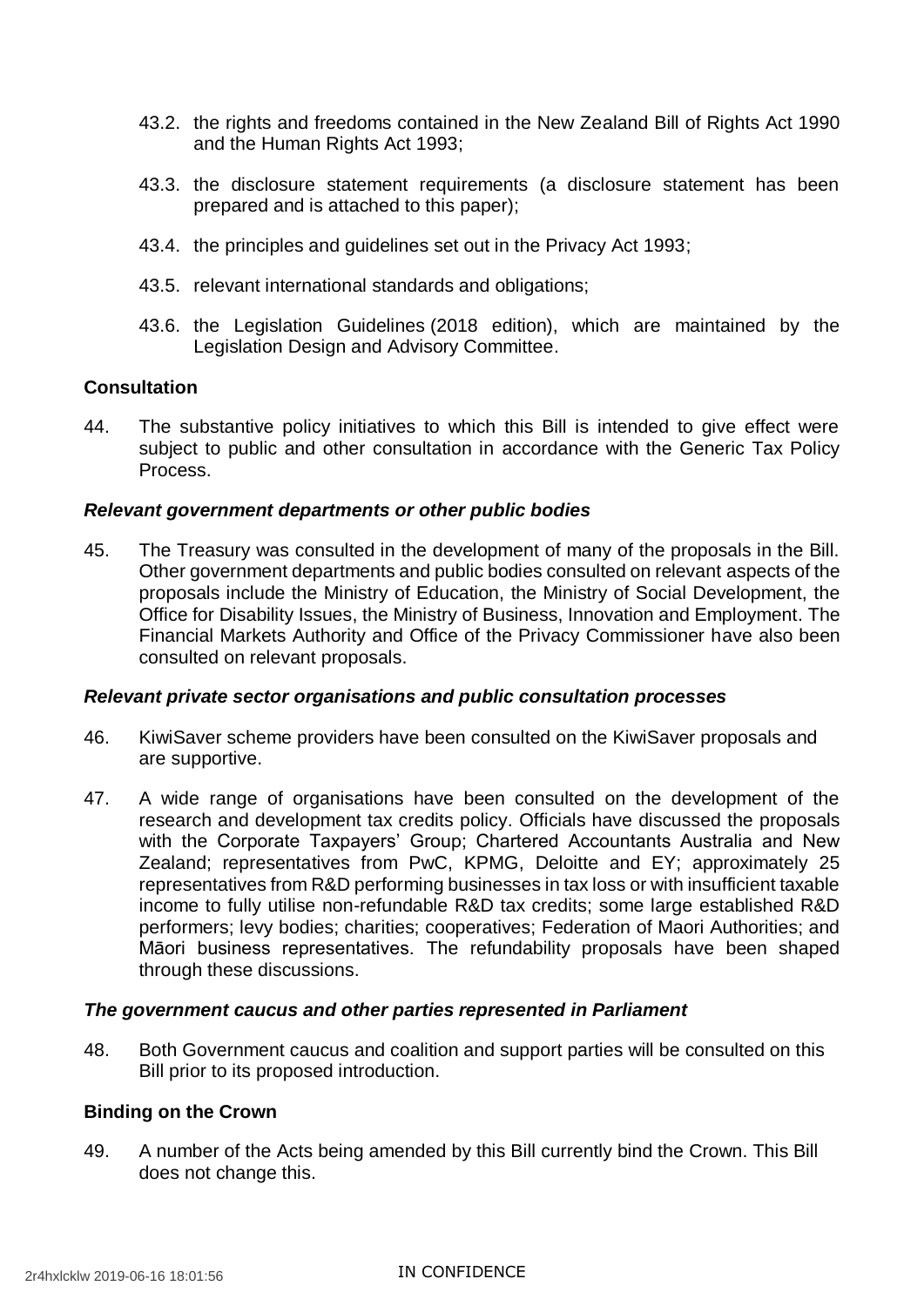43.2. the rights and freedoms contained in the New Zealand Bill of Rights Act 1990 and the Human Rights Act 1993;

43.3. the disclosure statement requirements (a disclosure statement has been prepared and is attached to this paper);

43.4. the principles and guidelines set out in the Privacy Act 1993;

43.5. relevant international standards and obligations;

43.6. the Legislation Guidelines (2018 edition), which are maintained by the Legislation Design and Advisory Committee.

## Consultation

44. The substantive policy initiatives to which this Bill is intended to give effect were subject to public and other consultation in accordance with the Generic Tax Policy Process.

### *Relevant government departments or other public bodies*

45. The Treasury was consulted in the development of many of the proposals in the Bill. Other government departments and public bodies consulted on relevant aspects of the proposals include the Ministry of Education, the Ministry of Social Development, the Office for Disability Issues, the Ministry of Business, Innovation and Employment. The Financial Markets Authority and Office of the Privacy Commissioner have also been consulted on relevant proposals.

### *Relevant private sector organisations and public consultation processes*

46. KiwiSaver scheme providers have been consulted on the KiwiSaver proposals and are supportive.

47. A wide range of organisations have been consulted on the development of the research and development tax credits policy. Officials have discussed the proposals with the Corporate Taxpayers' Group; Chartered Accountants Australia and New Zealand; representatives from PwC, KPMG, Deloitte and EY; approximately 25 representatives from R&D performing businesses in tax loss or with insufficient taxable income to fully utilise non-refundable R&D tax credits; some large established R&D performers; levy bodies; charities; cooperatives; Federation of Maori Authorities; and Māori business representatives. The refundability proposals have been shaped through these discussions.

### *The government caucus and other parties represented in Parliament*

48. Both Government caucus and coalition and support parties will be consulted on this Bill prior to its proposed introduction.

## Binding on the Crown

49. A number of the Acts being amended by this Bill currently bind the Crown. This Bill does not change this.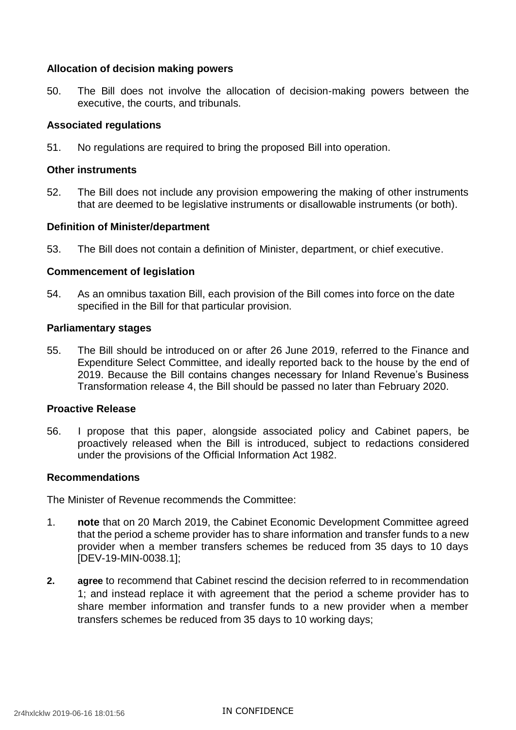### Allocation of decision making powers

50. The Bill does not involve the allocation of decision-making powers between the executive, the courts, and tribunals.

### Associated regulations

51. No regulations are required to bring the proposed Bill into operation.

### Other instruments

52. The Bill does not include any provision empowering the making of other instruments that are deemed to be legislative instruments or disallowable instruments (or both).

### Definition of Minister/department

53. The Bill does not contain a definition of Minister, department, or chief executive.

### Commencement of legislation

54. As an omnibus taxation Bill, each provision of the Bill comes into force on the date specified in the Bill for that particular provision.

### Parliamentary stages

55. The Bill should be introduced on or after 26 June 2019, referred to the Finance and Expenditure Select Committee, and ideally reported back to the house by the end of 2019. Because the Bill contains changes necessary for Inland Revenue's Business Transformation release 4, the Bill should be passed no later than February 2020.

### Proactive Release

56. I propose that this paper, alongside associated policy and Cabinet papers, be proactively released when the Bill is introduced, subject to redactions considered under the provisions of the Official Information Act 1982.

### Recommendations

The Minister of Revenue recommends the Committee:

1. **note** that on 20 March 2019, the Cabinet Economic Development Committee agreed that the period a scheme provider has to share information and transfer funds to a new provider when a member transfers schemes be reduced from 35 days to 10 days [DEV-19-MIN-0038.1];

2. **agree** to recommend that Cabinet rescind the decision referred to in recommendation 1; and instead replace it with agreement that the period a scheme provider has to share member information and transfer funds to a new provider when a member transfers schemes be reduced from 35 days to 10 working days;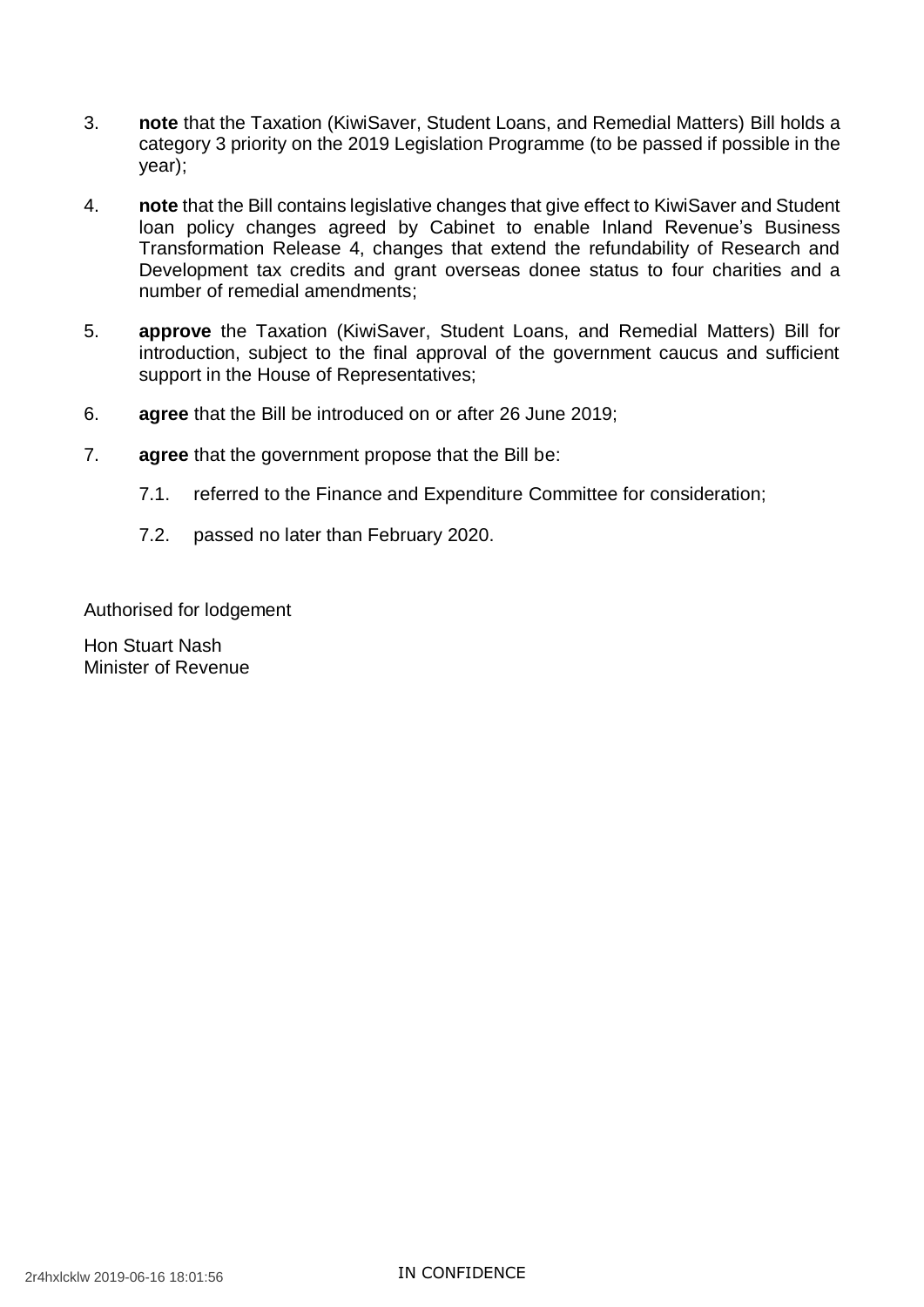3. **note** that the Taxation (KiwiSaver, Student Loans, and Remedial Matters) Bill holds a category 3 priority on the 2019 Legislation Programme (to be passed if possible in the year);

4. **note** that the Bill contains legislative changes that give effect to KiwiSaver and Student loan policy changes agreed by Cabinet to enable Inland Revenue's Business Transformation Release 4, changes that extend the refundability of Research and Development tax credits and grant overseas donee status to four charities and a number of remedial amendments;

5. **approve** the Taxation (KiwiSaver, Student Loans, and Remedial Matters) Bill for introduction, subject to the final approval of the government caucus and sufficient support in the House of Representatives;

6. **agree** that the Bill be introduced on or after 26 June 2019;

7. **agree** that the government propose that the Bill be:

   7.1. referred to the Finance and Expenditure Committee for consideration;

   7.2. passed no later than February 2020.

Authorised for lodgement

Hon Stuart Nash
Minister of Revenue